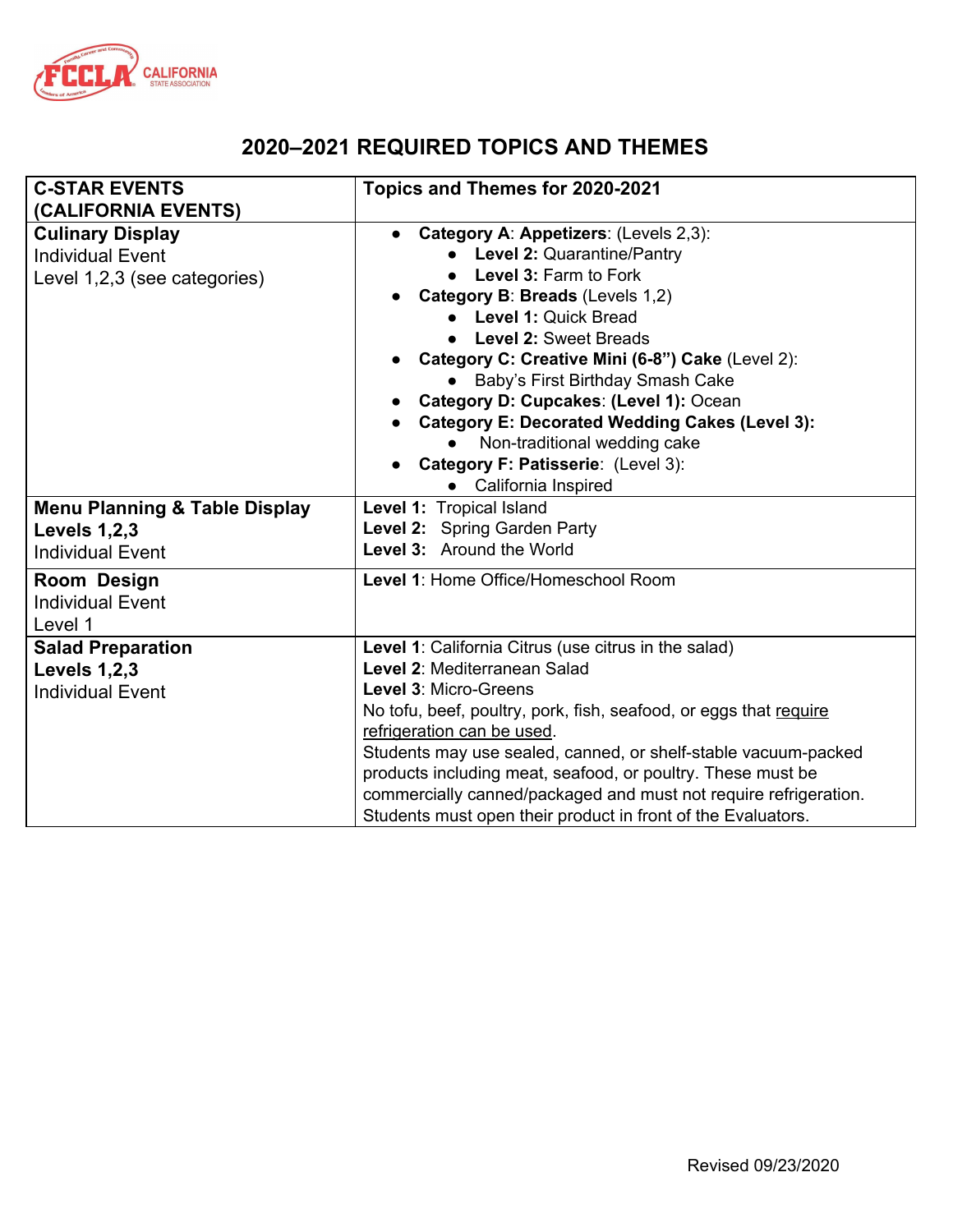# 2020–2021 REQUIRED TOPICS AND THEMES

| **C-STAR EVENTS (CALIFORNIA EVENTS)** | **Topics and Themes for 2020-2021** |
|---|---|
| **Culinary Display**<br>Individual Event<br>Level 1,2,3 (see categories) | • **Category A**: **Appetizers**: (Levels 2,3):<br>  ◦ **Level 2:** Quarantine/Pantry<br>  ◦ **Level 3:** Farm to Fork<br>• **Category B**: **Breads** (Levels 1,2)<br>  ◦ **Level 1:** Quick Bread<br>  ◦ **Level 2:** Sweet Breads<br>• **Category C: Creative Mini (6-8") Cake** (Level 2):<br>  ◦ Baby's First Birthday Smash Cake<br>• **Category D: Cupcakes**: **(Level 1):** Ocean<br>• **Category E: Decorated Wedding Cakes (Level 3):**<br>  ◦ Non-traditional wedding cake<br>• **Category F: Patisserie**: (Level 3):<br>  ◦ California Inspired |
| **Menu Planning & Table Display**<br>**Levels 1,2,3**<br>Individual Event | **Level 1:** Tropical Island<br>**Level 2:** Spring Garden Party<br>**Level 3:** Around the World |
| **Room Design**<br>Individual Event<br>Level 1 | **Level 1**: Home Office/Homeschool Room |
| **Salad Preparation**<br>**Levels 1,2,3**<br>Individual Event | **Level 1**: California Citrus (use citrus in the salad)<br>**Level 2**: Mediterranean Salad<br>**Level 3**: Micro-Greens<br>No tofu, beef, poultry, pork, fish, seafood, or eggs that require refrigeration can be used.<br>Students may use sealed, canned, or shelf-stable vacuum-packed products including meat, seafood, or poultry. These must be commercially canned/packaged and must not require refrigeration. Students must open their product in front of the Evaluators. |

Revised 09/23/2020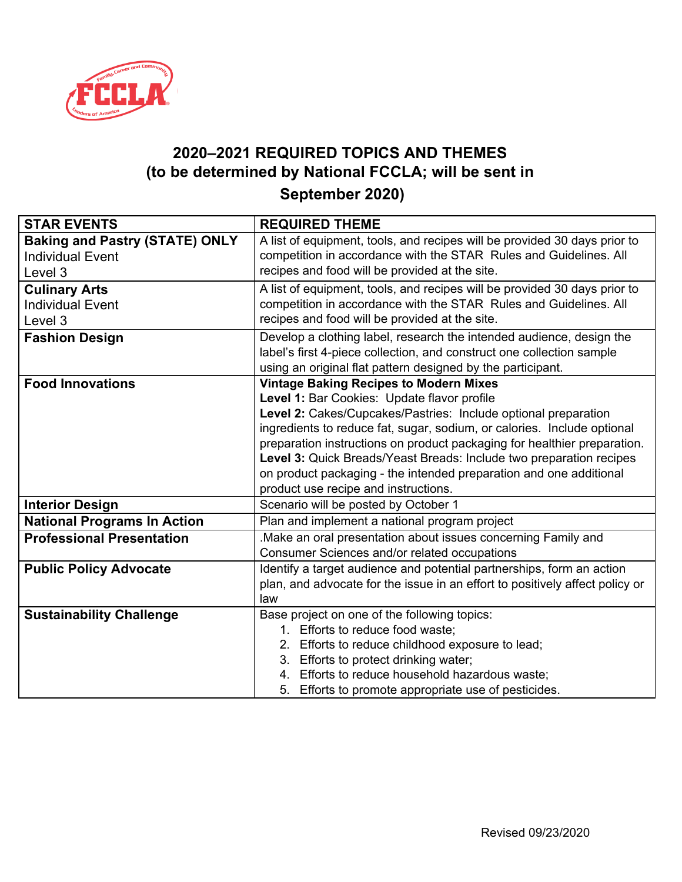## 2020–2021 REQUIRED TOPICS AND THEMES (to be determined by National FCCLA; will be sent in September 2020)

| STAR EVENTS | REQUIRED THEME |
|---|---|
| **Baking and Pastry (STATE) ONLY**<br>Individual Event<br>Level 3 | A list of equipment, tools, and recipes will be provided 30 days prior to competition in accordance with the STAR Rules and Guidelines. All recipes and food will be provided at the site. |
| **Culinary Arts**<br>Individual Event<br>Level 3 | A list of equipment, tools, and recipes will be provided 30 days prior to competition in accordance with the STAR Rules and Guidelines. All recipes and food will be provided at the site. |
| **Fashion Design** | Develop a clothing label, research the intended audience, design the label's first 4-piece collection, and construct one collection sample using an original flat pattern designed by the participant. |
| **Food Innovations** | **Vintage Baking Recipes to Modern Mixes**<br>**Level 1:** Bar Cookies: Update flavor profile<br>**Level 2:** Cakes/Cupcakes/Pastries: Include optional preparation ingredients to reduce fat, sugar, sodium, or calories. Include optional preparation instructions on product packaging for healthier preparation.<br>**Level 3:** Quick Breads/Yeast Breads: Include two preparation recipes on product packaging - the intended preparation and one additional product use recipe and instructions. |
| **Interior Design** | Scenario will be posted by October 1 |
| **National Programs In Action** | Plan and implement a national program project |
| **Professional Presentation** | .Make an oral presentation about issues concerning Family and Consumer Sciences and/or related occupations |
| **Public Policy Advocate** | Identify a target audience and potential partnerships, form an action plan, and advocate for the issue in an effort to positively affect policy or law |
| **Sustainability Challenge** | Base project on one of the following topics:<br>1. Efforts to reduce food waste;<br>2. Efforts to reduce childhood exposure to lead;<br>3. Efforts to protect drinking water;<br>4. Efforts to reduce household hazardous waste;<br>5. Efforts to promote appropriate use of pesticides. |

Revised 09/23/2020